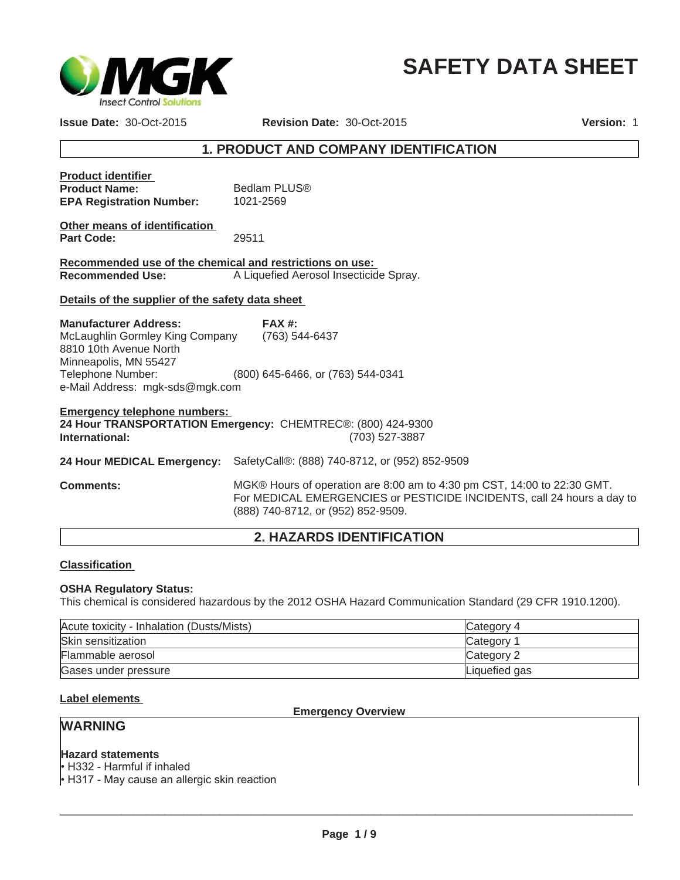# SAFETY DATA SHEET

**Issue Date:** 30-Oct-2015 **Revision Date:** 30-Oct-2015 **Version:** 1

## 1. PRODUCT AND COMPANY IDENTIFICATION

**Product identifier**

**Product Name:** Bedlam PLUS®

**EPA Registration Number:** 1021-2569

**Other means of identification**

**Part Code:** 29511

**Recommended use of the chemical and restrictions on use:**

**Recommended Use:** A Liquefied Aerosol Insecticide Spray.

**Details of the supplier of the safety data sheet**

**Manufacturer Address:**
McLaughlin Gormley King Company
8810 10th Avenue North
Minneapolis, MN 55427

**FAX #:** (763) 544-6437

Telephone Number: (800) 645-6466, or (763) 544-0341

e-Mail Address: mgk-sds@mgk.com

**Emergency telephone numbers:**

**24 Hour TRANSPORTATION Emergency:** CHEMTREC®: (800) 424-9300

**International:** (703) 527-3887

**24 Hour MEDICAL Emergency:** SafetyCall®: (888) 740-8712, or (952) 852-9509

**Comments:** MGK® Hours of operation are 8:00 am to 4:30 pm CST, 14:00 to 22:30 GMT. For MEDICAL EMERGENCIES or PESTICIDE INCIDENTS, call 24 hours a day to (888) 740-8712, or (952) 852-9509.

## 2. HAZARDS IDENTIFICATION

**Classification**

**OSHA Regulatory Status:**

This chemical is considered hazardous by the 2012 OSHA Hazard Communication Standard (29 CFR 1910.1200).

| Hazard | Category |
|---|---|
| Acute toxicity - Inhalation (Dusts/Mists) | Category 4 |
| Skin sensitization | Category 1 |
| Flammable aerosol | Category 2 |
| Gases under pressure | Liquefied gas |

**Label elements**

**Emergency Overview**

**WARNING**

**Hazard statements**

- H332 - Harmful if inhaled
- H317 - May cause an allergic skin reaction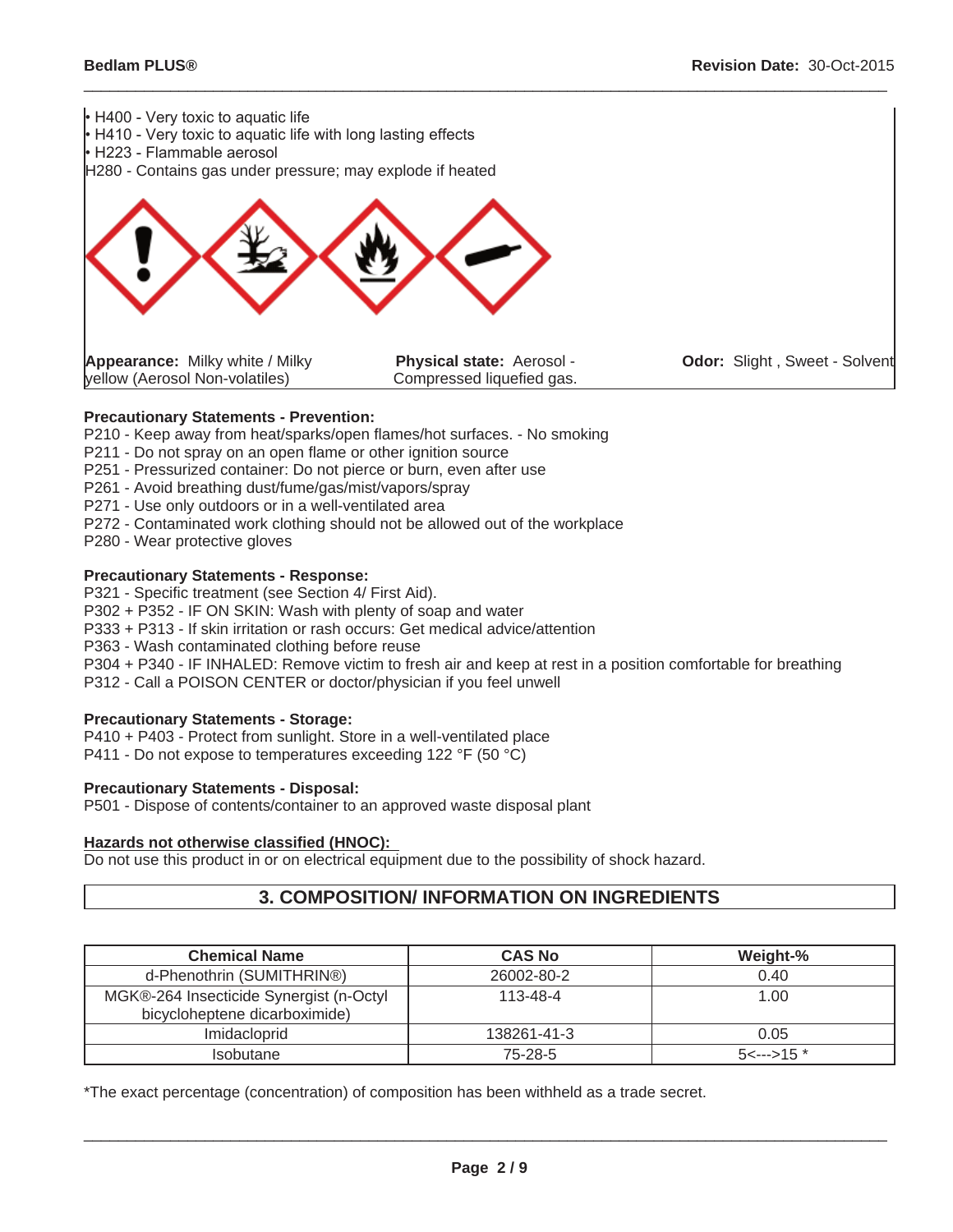- H400 - Very toxic to aquatic life
- H410 - Very toxic to aquatic life with long lasting effects
- H223 - Flammable aerosol

H280 - Contains gas under pressure; may explode if heated

**Appearance:** Milky white / Milky yellow (Aerosol Non-volatiles)

**Physical state:** Aerosol - Compressed liquefied gas.

**Odor:** Slight , Sweet - Solvent

**Precautionary Statements - Prevention:**

P210 - Keep away from heat/sparks/open flames/hot surfaces. - No smoking
P211 - Do not spray on an open flame or other ignition source
P251 - Pressurized container: Do not pierce or burn, even after use
P261 - Avoid breathing dust/fume/gas/mist/vapors/spray
P271 - Use only outdoors or in a well-ventilated area
P272 - Contaminated work clothing should not be allowed out of the workplace
P280 - Wear protective gloves

**Precautionary Statements - Response:**

P321 - Specific treatment (see Section 4/ First Aid).
P302 + P352 - IF ON SKIN: Wash with plenty of soap and water
P333 + P313 - If skin irritation or rash occurs: Get medical advice/attention
P363 - Wash contaminated clothing before reuse
P304 + P340 - IF INHALED: Remove victim to fresh air and keep at rest in a position comfortable for breathing
P312 - Call a POISON CENTER or doctor/physician if you feel unwell

**Precautionary Statements - Storage:**

P410 + P403 - Protect from sunlight. Store in a well-ventilated place
P411 - Do not expose to temperatures exceeding 122 °F (50 °C)

**Precautionary Statements - Disposal:**

P501 - Dispose of contents/container to an approved waste disposal plant

**Hazards not otherwise classified (HNOC):**

Do not use this product in or on electrical equipment due to the possibility of shock hazard.

## 3. COMPOSITION/ INFORMATION ON INGREDIENTS

| Chemical Name | CAS No | Weight-% |
|---|---|---|
| d-Phenothrin (SUMITHRIN®) | 26002-80-2 | 0.40 |
| MGK®-264 Insecticide Synergist (n-Octyl bicycloheptene dicarboximide) | 113-48-4 | 1.00 |
| Imidacloprid | 138261-41-3 | 0.05 |
| Isobutane | 75-28-5 | 5<--->15 * |

*The exact percentage (concentration) of composition has been withheld as a trade secret.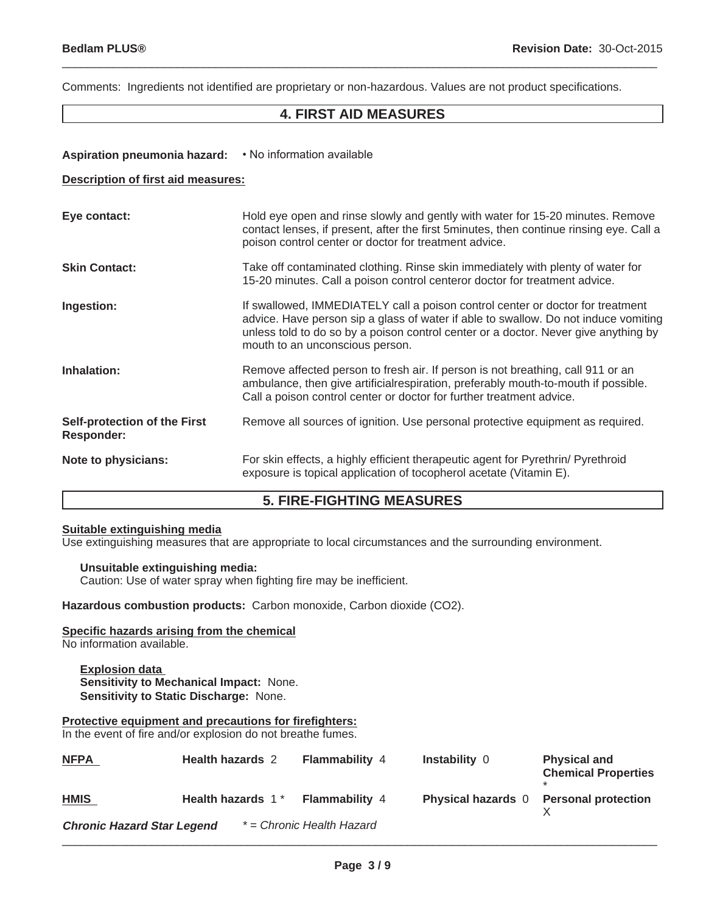Comments: Ingredients not identified are proprietary or non-hazardous. Values are not product specifications.

## 4. FIRST AID MEASURES

**Aspiration pneumonia hazard:** • No information available

**Description of first aid measures:**

**Eye contact:** Hold eye open and rinse slowly and gently with water for 15-20 minutes. Remove contact lenses, if present, after the first 5minutes, then continue rinsing eye. Call a poison control center or doctor for treatment advice.

**Skin Contact:** Take off contaminated clothing. Rinse skin immediately with plenty of water for 15-20 minutes. Call a poison control centeror doctor for treatment advice.

**Ingestion:** If swallowed, IMMEDIATELY call a poison control center or doctor for treatment advice. Have person sip a glass of water if able to swallow. Do not induce vomiting unless told to do so by a poison control center or a doctor. Never give anything by mouth to an unconscious person.

**Inhalation:** Remove affected person to fresh air. If person is not breathing, call 911 or an ambulance, then give artificialrespiration, preferably mouth-to-mouth if possible. Call a poison control center or doctor for further treatment advice.

**Self-protection of the First Responder:** Remove all sources of ignition. Use personal protective equipment as required.

**Note to physicians:** For skin effects, a highly efficient therapeutic agent for Pyrethrin/ Pyrethroid exposure is topical application of tocopherol acetate (Vitamin E).

## 5. FIRE-FIGHTING MEASURES

**Suitable extinguishing media**
Use extinguishing measures that are appropriate to local circumstances and the surrounding environment.

**Unsuitable extinguishing media:**
Caution: Use of water spray when fighting fire may be inefficient.

**Hazardous combustion products:** Carbon monoxide, Carbon dioxide ($CO_2$).

**Specific hazards arising from the chemical**
No information available.

**Explosion data**
**Sensitivity to Mechanical Impact:** None.
**Sensitivity to Static Discharge:** None.

**Protective equipment and precautions for firefighters:**
In the event of fire and/or explosion do not breathe fumes.

| | | | | |
|---|---|---|---|---|
| **NFPA** | **Health hazards** 2 | **Flammability** 4 | **Instability** 0 | **Physical and Chemical Properties** * |
| **HMIS** | **Health hazards** 1 * | **Flammability** 4 | **Physical hazards** 0 | **Personal protection** X |

***Chronic Hazard Star Legend*** *\* = Chronic Health Hazard*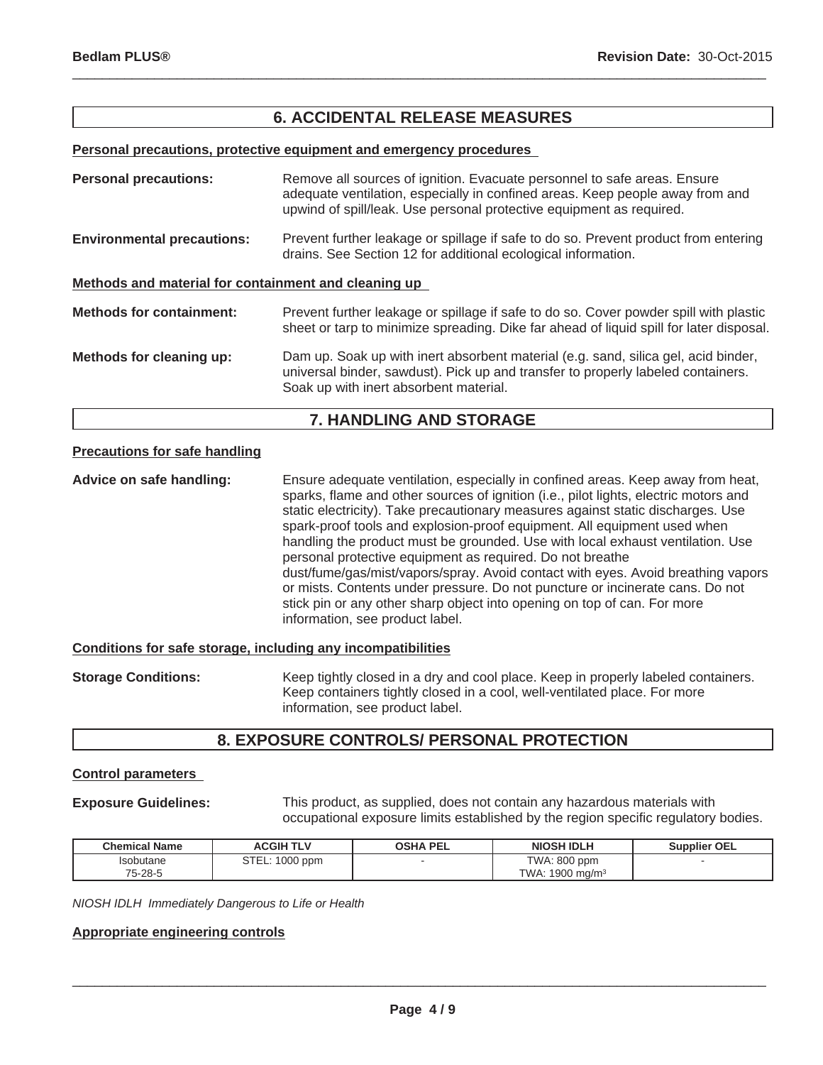## 6. ACCIDENTAL RELEASE MEASURES

**Personal precautions, protective equipment and emergency procedures**

**Personal precautions:** Remove all sources of ignition. Evacuate personnel to safe areas. Ensure adequate ventilation, especially in confined areas. Keep people away from and upwind of spill/leak. Use personal protective equipment as required.

**Environmental precautions:** Prevent further leakage or spillage if safe to do so. Prevent product from entering drains. See Section 12 for additional ecological information.

**Methods and material for containment and cleaning up**

**Methods for containment:** Prevent further leakage or spillage if safe to do so. Cover powder spill with plastic sheet or tarp to minimize spreading. Dike far ahead of liquid spill for later disposal.

**Methods for cleaning up:** Dam up. Soak up with inert absorbent material (e.g. sand, silica gel, acid binder, universal binder, sawdust). Pick up and transfer to properly labeled containers. Soak up with inert absorbent material.

## 7. HANDLING AND STORAGE

**Precautions for safe handling**

**Advice on safe handling:** Ensure adequate ventilation, especially in confined areas. Keep away from heat, sparks, flame and other sources of ignition (i.e., pilot lights, electric motors and static electricity). Take precautionary measures against static discharges. Use spark-proof tools and explosion-proof equipment. All equipment used when handling the product must be grounded. Use with local exhaust ventilation. Use personal protective equipment as required. Do not breathe dust/fume/gas/mist/vapors/spray. Avoid contact with eyes. Avoid breathing vapors or mists. Contents under pressure. Do not puncture or incinerate cans. Do not stick pin or any other sharp object into opening on top of can. For more information, see product label.

**Conditions for safe storage, including any incompatibilities**

**Storage Conditions:** Keep tightly closed in a dry and cool place. Keep in properly labeled containers. Keep containers tightly closed in a cool, well-ventilated place. For more information, see product label.

## 8. EXPOSURE CONTROLS/ PERSONAL PROTECTION

**Control parameters**

**Exposure Guidelines:** This product, as supplied, does not contain any hazardous materials with occupational exposure limits established by the region specific regulatory bodies.

| Chemical Name | ACGIH TLV | OSHA PEL | NIOSH IDLH | Supplier OEL |
|---|---|---|---|---|
| Isobutane<br>75-28-5 | STEL: 1000 ppm | - | TWA: 800 ppm<br>TWA: 1900 mg/m$^3$ | - |

*NIOSH IDLH Immediately Dangerous to Life or Health*

**Appropriate engineering controls**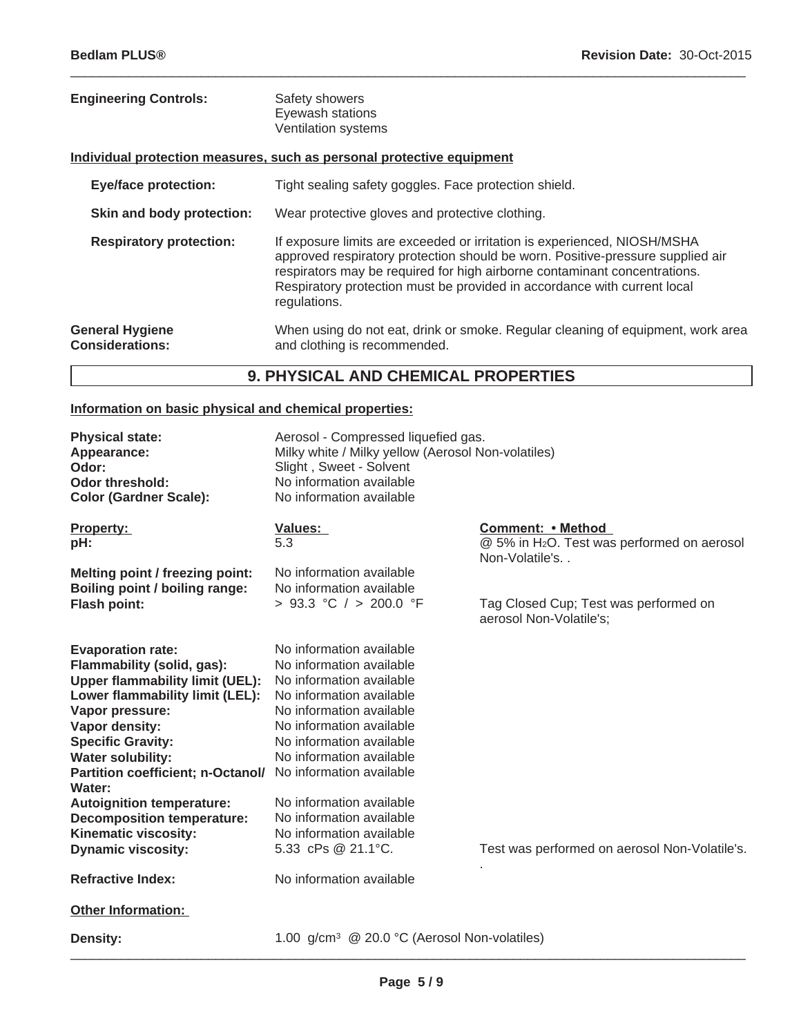**Engineering Controls:** Safety showers
Eyewash stations
Ventilation systems

**Individual protection measures, such as personal protective equipment**

**Eye/face protection:** Tight sealing safety goggles. Face protection shield.

**Skin and body protection:** Wear protective gloves and protective clothing.

**Respiratory protection:** If exposure limits are exceeded or irritation is experienced, NIOSH/MSHA approved respiratory protection should be worn. Positive-pressure supplied air respirators may be required for high airborne contaminant concentrations. Respiratory protection must be provided in accordance with current local regulations.

**General Hygiene Considerations:** When using do not eat, drink or smoke. Regular cleaning of equipment, work area and clothing is recommended.

## 9. PHYSICAL AND CHEMICAL PROPERTIES

**Information on basic physical and chemical properties:**

**Physical state:** Aerosol - Compressed liquefied gas.
**Appearance:** Milky white / Milky yellow (Aerosol Non-volatiles)
**Odor:** Slight , Sweet - Solvent
**Odor threshold:** No information available
**Color (Gardner Scale):** No information available

| Property: | Values: | Comment: • Method |
|---|---|---|
| **pH:** | 5.3 | @ 5% in $H_2O$. Test was performed on aerosol Non-Volatile's. . |
| **Melting point / freezing point:** | No information available | |
| **Boiling point / boiling range:** | No information available | |
| **Flash point:** | > 93.3 °C / > 200.0 °F | Tag Closed Cup; Test was performed on aerosol Non-Volatile's; |
| **Evaporation rate:** | No information available | |
| **Flammability (solid, gas):** | No information available | |
| **Upper flammability limit (UEL):** | No information available | |
| **Lower flammability limit (LEL):** | No information available | |
| **Vapor pressure:** | No information available | |
| **Vapor density:** | No information available | |
| **Specific Gravity:** | No information available | |
| **Water solubility:** | No information available | |
| **Partition coefficient; n-Octanol/ Water:** | No information available | |
| **Autoignition temperature:** | No information available | |
| **Decomposition temperature:** | No information available | |
| **Kinematic viscosity:** | No information available | |
| **Dynamic viscosity:** | 5.33 cPs @ 21.1°C. | Test was performed on aerosol Non-Volatile's. . |
| **Refractive Index:** | No information available | |

**Other Information:**

**Density:** 1.00 g/cm³ @ 20.0 °C (Aerosol Non-volatiles)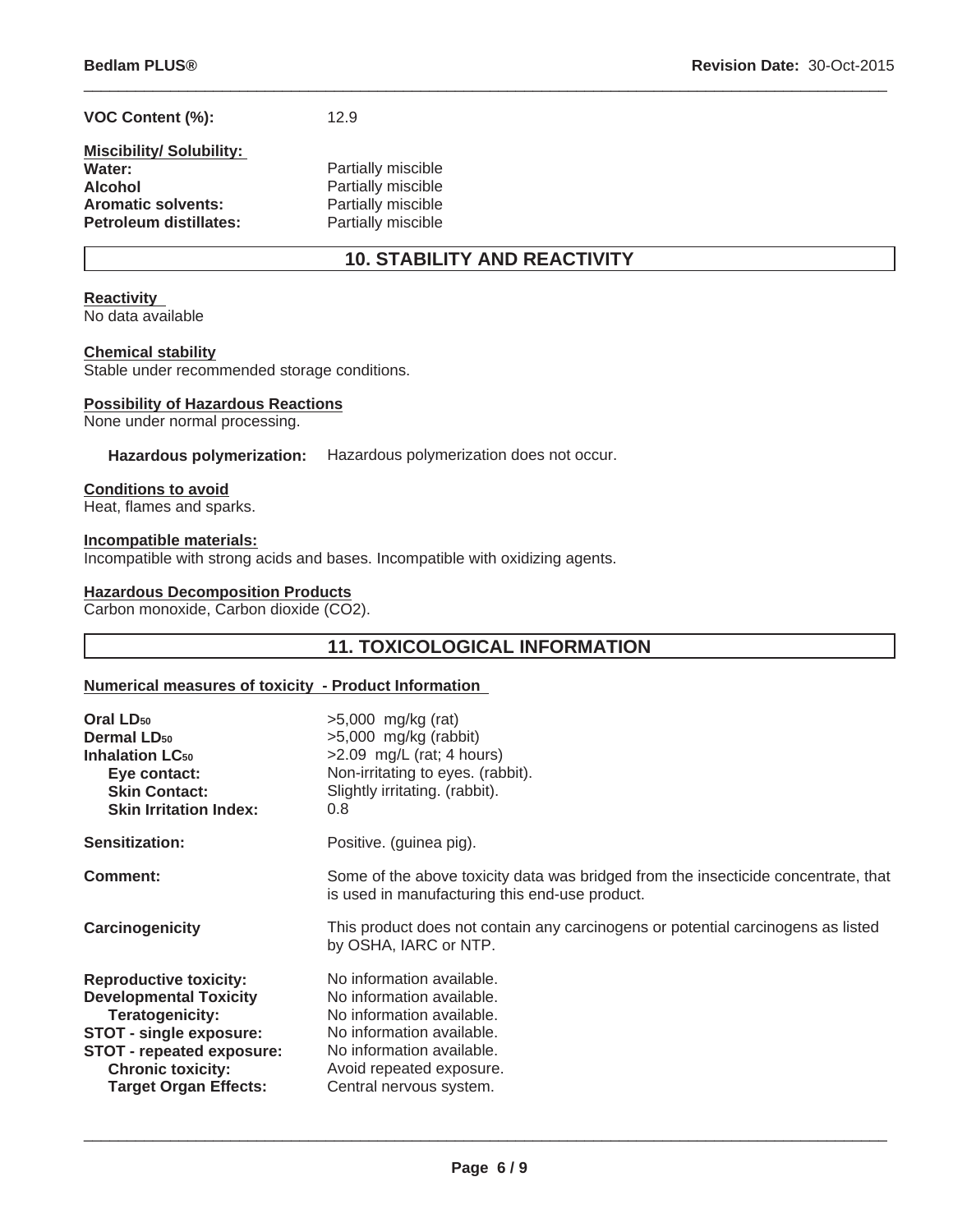**VOC Content (%):** 12.9

**Miscibility/ Solubility:**

| | |
|---|---|
| **Water:** | Partially miscible |
| **Alcohol** | Partially miscible |
| **Aromatic solvents:** | Partially miscible |
| **Petroleum distillates:** | Partially miscible |

## 10. STABILITY AND REACTIVITY

**Reactivity**
No data available

**Chemical stability**
Stable under recommended storage conditions.

**Possibility of Hazardous Reactions**
None under normal processing.

**Hazardous polymerization:** Hazardous polymerization does not occur.

**Conditions to avoid**
Heat, flames and sparks.

**Incompatible materials:**
Incompatible with strong acids and bases. Incompatible with oxidizing agents.

**Hazardous Decomposition Products**
Carbon monoxide, Carbon dioxide ($CO_2$).

## 11. TOXICOLOGICAL INFORMATION

**Numerical measures of toxicity - Product Information**

| | |
|---|---|
| **Oral $LD_{50}$** | >5,000 mg/kg (rat) |
| **Dermal $LD_{50}$** | >5,000 mg/kg (rabbit) |
| **Inhalation $LC_{50}$** | >2.09 mg/L (rat; 4 hours) |
| **Eye contact:** | Non-irritating to eyes. (rabbit). |
| **Skin Contact:** | Slightly irritating. (rabbit). |
| **Skin Irritation Index:** | 0.8 |
| **Sensitization:** | Positive. (guinea pig). |
| **Comment:** | Some of the above toxicity data was bridged from the insecticide concentrate, that is used in manufacturing this end-use product. |
| **Carcinogenicity** | This product does not contain any carcinogens or potential carcinogens as listed by OSHA, IARC or NTP. |
| **Reproductive toxicity:** | No information available. |
| **Developmental Toxicity** | No information available. |
| **Teratogenicity:** | No information available. |
| **STOT - single exposure:** | No information available. |
| **STOT - repeated exposure:** | No information available. |
| **Chronic toxicity:** | Avoid repeated exposure. |
| **Target Organ Effects:** | Central nervous system. |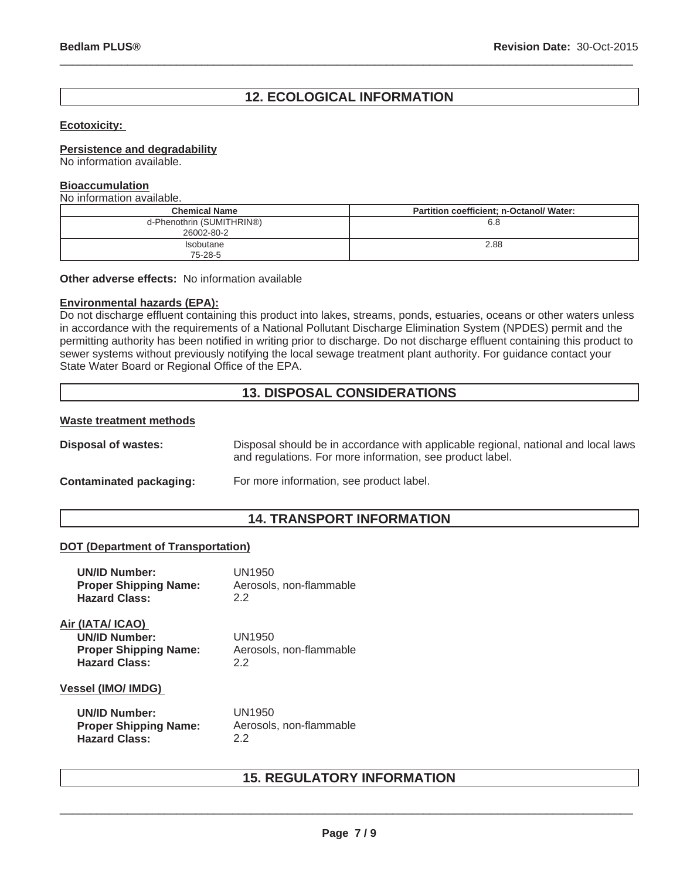## 12. ECOLOGICAL INFORMATION

**Ecotoxicity:**

**Persistence and degradability**

No information available.

**Bioaccumulation**

No information available.

| Chemical Name | Partition coefficient; n-Octanol/ Water: |
|---|---|
| d-Phenothrin (SUMITHRIN®)<br>26002-80-2 | 6.8 |
| Isobutane<br>75-28-5 | 2.88 |

**Other adverse effects:** No information available

**Environmental hazards (EPA):**

Do not discharge effluent containing this product into lakes, streams, ponds, estuaries, oceans or other waters unless in accordance with the requirements of a National Pollutant Discharge Elimination System (NPDES) permit and the permitting authority has been notified in writing prior to discharge. Do not discharge effluent containing this product to sewer systems without previously notifying the local sewage treatment plant authority. For guidance contact your State Water Board or Regional Office of the EPA.

## 13. DISPOSAL CONSIDERATIONS

**Waste treatment methods**

**Disposal of wastes:** Disposal should be in accordance with applicable regional, national and local laws and regulations. For more information, see product label.

**Contaminated packaging:** For more information, see product label.

## 14. TRANSPORT INFORMATION

**DOT (Department of Transportation)**

**UN/ID Number:** UN1950
**Proper Shipping Name:** Aerosols, non-flammable
**Hazard Class:** 2.2

**Air (IATA/ ICAO)**

**UN/ID Number:** UN1950
**Proper Shipping Name:** Aerosols, non-flammable
**Hazard Class:** 2.2

**Vessel (IMO/ IMDG)**

**UN/ID Number:** UN1950
**Proper Shipping Name:** Aerosols, non-flammable
**Hazard Class:** 2.2

## 15. REGULATORY INFORMATION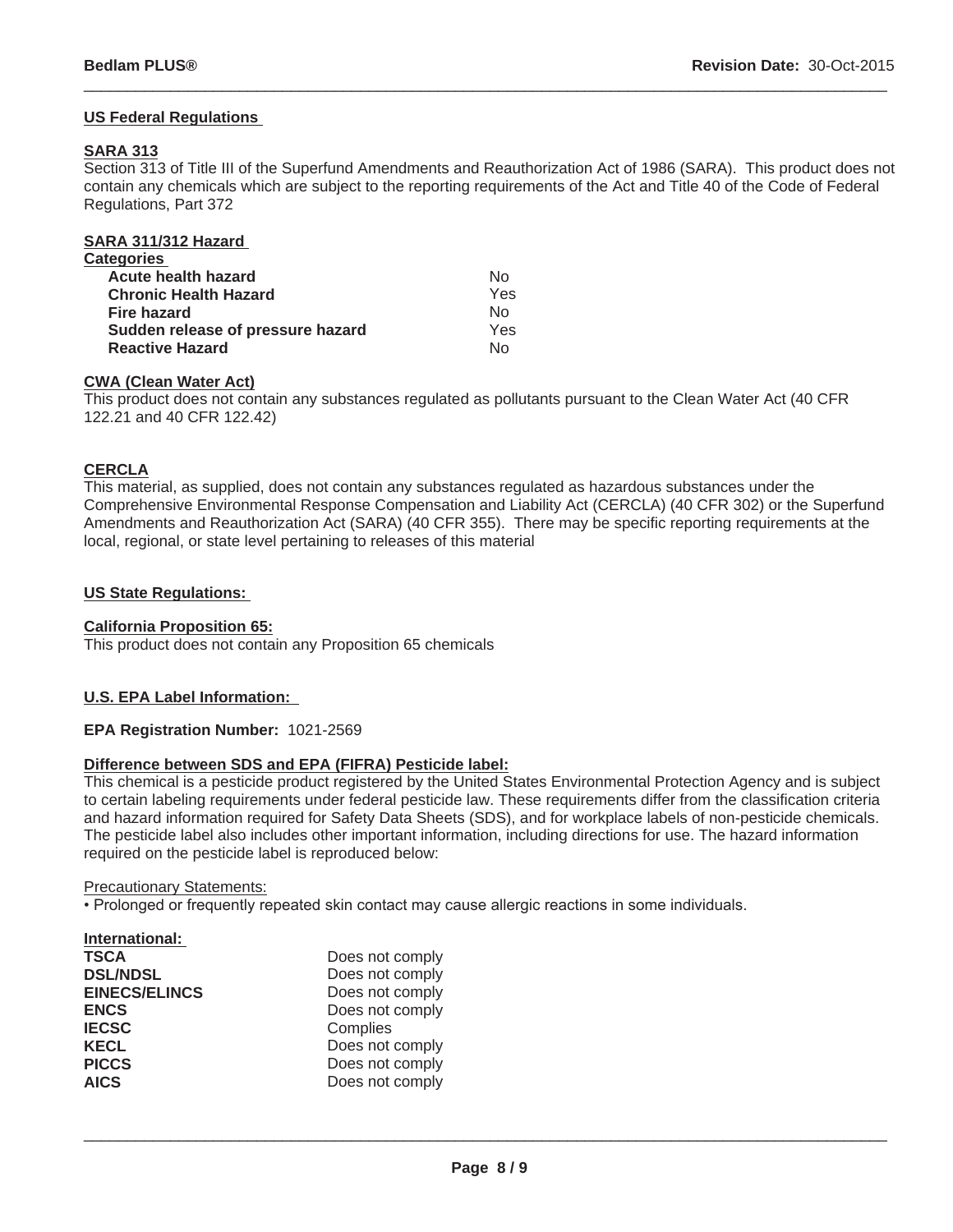## US Federal Regulations

### SARA 313

Section 313 of Title III of the Superfund Amendments and Reauthorization Act of 1986 (SARA). This product does not contain any chemicals which are subject to the reporting requirements of the Act and Title 40 of the Code of Federal Regulations, Part 372

### SARA 311/312 Hazard Categories

| | |
|---|---|
| **Acute health hazard** | No |
| **Chronic Health Hazard** | Yes |
| **Fire hazard** | No |
| **Sudden release of pressure hazard** | Yes |
| **Reactive Hazard** | No |

### CWA (Clean Water Act)

This product does not contain any substances regulated as pollutants pursuant to the Clean Water Act (40 CFR 122.21 and 40 CFR 122.42)

### CERCLA

This material, as supplied, does not contain any substances regulated as hazardous substances under the Comprehensive Environmental Response Compensation and Liability Act (CERCLA) (40 CFR 302) or the Superfund Amendments and Reauthorization Act (SARA) (40 CFR 355). There may be specific reporting requirements at the local, regional, or state level pertaining to releases of this material

## US State Regulations:

### California Proposition 65:

This product does not contain any Proposition 65 chemicals

## U.S. EPA Label Information:

**EPA Registration Number:** 1021-2569

### Difference between SDS and EPA (FIFRA) Pesticide label:

This chemical is a pesticide product registered by the United States Environmental Protection Agency and is subject to certain labeling requirements under federal pesticide law. These requirements differ from the classification criteria and hazard information required for Safety Data Sheets (SDS), and for workplace labels of non-pesticide chemicals. The pesticide label also includes other important information, including directions for use. The hazard information required on the pesticide label is reproduced below:

Precautionary Statements:

- Prolonged or frequently repeated skin contact may cause allergic reactions in some individuals.

### International:

| | |
|---|---|
| **TSCA** | Does not comply |
| **DSL/NDSL** | Does not comply |
| **EINECS/ELINCS** | Does not comply |
| **ENCS** | Does not comply |
| **IECSC** | Complies |
| **KECL** | Does not comply |
| **PICCS** | Does not comply |
| **AICS** | Does not comply |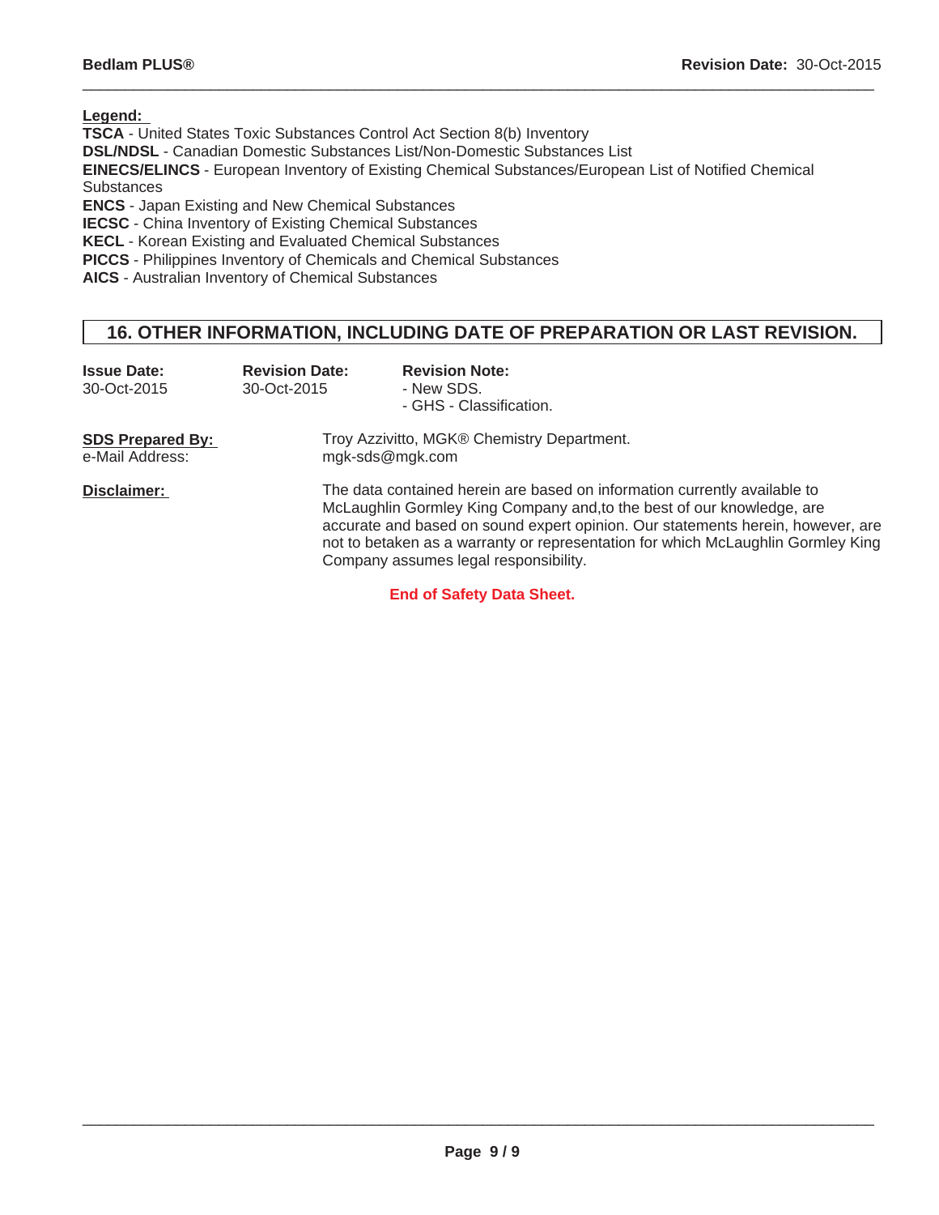**Legend:**

**TSCA** - United States Toxic Substances Control Act Section 8(b) Inventory
**DSL/NDSL** - Canadian Domestic Substances List/Non-Domestic Substances List
**EINECS/ELINCS** - European Inventory of Existing Chemical Substances/European List of Notified Chemical Substances
**ENCS** - Japan Existing and New Chemical Substances
**IECSC** - China Inventory of Existing Chemical Substances
**KECL** - Korean Existing and Evaluated Chemical Substances
**PICCS** - Philippines Inventory of Chemicals and Chemical Substances
**AICS** - Australian Inventory of Chemical Substances

## 16. OTHER INFORMATION, INCLUDING DATE OF PREPARATION OR LAST REVISION.

| Issue Date: | Revision Date: | Revision Note: |
|---|---|---|
| 30-Oct-2015 | 30-Oct-2015 | - New SDS.<br>- GHS - Classification. |

**SDS Prepared By:** Troy Azzivitto, MGK® Chemistry Department.
e-Mail Address: mgk-sds@mgk.com

**Disclaimer:** The data contained herein are based on information currently available to McLaughlin Gormley King Company and,to the best of our knowledge, are accurate and based on sound expert opinion. Our statements herein, however, are not to betaken as a warranty or representation for which McLaughlin Gormley King Company assumes legal responsibility.

**End of Safety Data Sheet.**